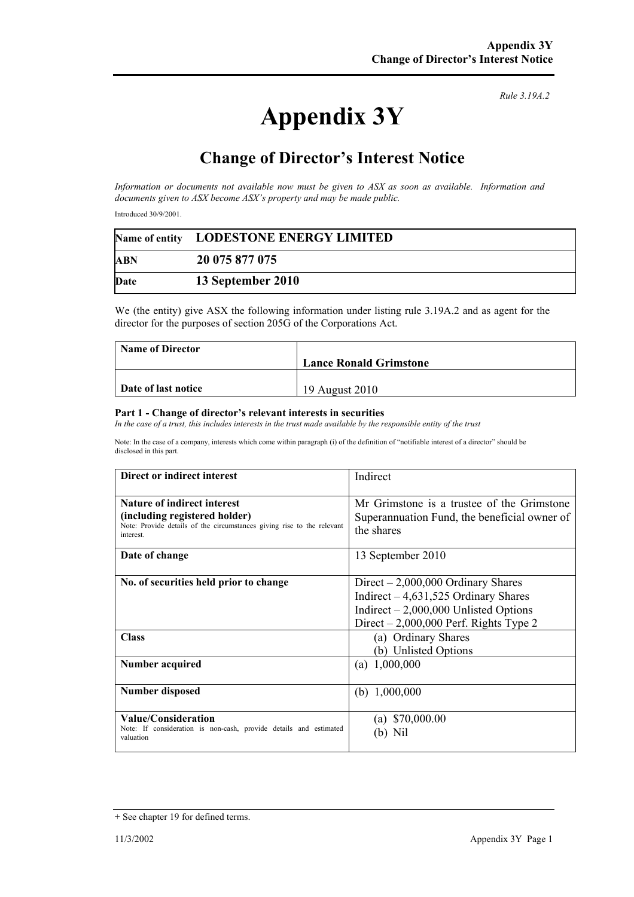*Rule 3.19A.2*

# Appendix 3Y

## Change of Director's Interest Notice

*Information or documents not available now must be given to ASX as soon as available. Information and documents given to ASX become ASX's property and may be made public.*

Introduced 30/9/2001.

| | |
|---|---|
| Name of entity | **LODESTONE ENERGY LIMITED** |
| ABN | **20 075 877 075** |
| Date | **13 September 2010** |

We (the entity) give ASX the following information under listing rule 3.19A.2 and as agent for the director for the purposes of section 205G of the Corporations Act.

| | |
|---|---|
| **Name of Director** | **Lance Ronald Grimstone** |
| **Date of last notice** | 19 August 2010 |

**Part 1 - Change of director's relevant interests in securities**

*In the case of a trust, this includes interests in the trust made available by the responsible entity of the trust*

Note: In the case of a company, interests which come within paragraph (i) of the definition of "notifiable interest of a director" should be disclosed in this part.

| | |
|---|---|
| **Direct or indirect interest** | Indirect |
| **Nature of indirect interest (including registered holder)** Note: Provide details of the circumstances giving rise to the relevant interest. | Mr Grimstone is a trustee of the Grimstone Superannuation Fund, the beneficial owner of the shares |
| **Date of change** | 13 September 2010 |
| **No. of securities held prior to change** | Direct – 2,000,000 Ordinary Shares<br>Indirect – 4,631,525 Ordinary Shares<br>Indirect – 2,000,000 Unlisted Options<br>Direct – 2,000,000 Perf. Rights Type 2 |
| **Class** | (a) Ordinary Shares<br>(b) Unlisted Options |
| **Number acquired** | (a) 1,000,000 |
| **Number disposed** | (b) 1,000,000 |
| **Value/Consideration** Note: If consideration is non-cash, provide details and estimated valuation | (a) $70,000.00<br>(b) Nil |

+ See chapter 19 for defined terms.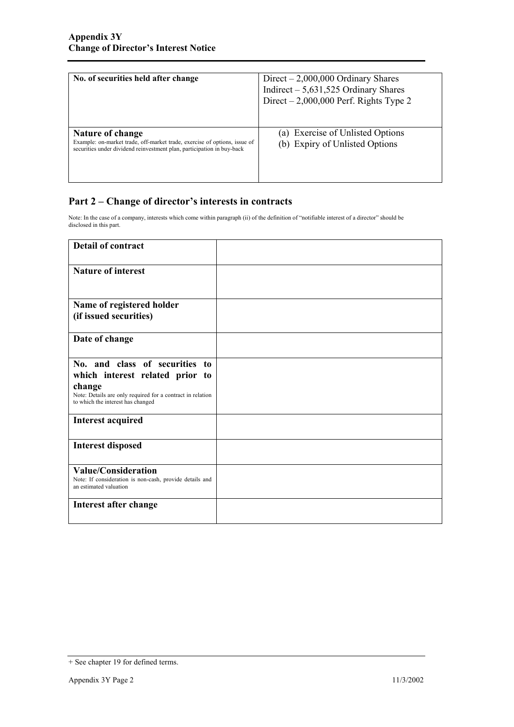| | |
|---|---|
| **No. of securities held after change** | Direct – 2,000,000 Ordinary Shares<br>Indirect – 5,631,525 Ordinary Shares<br>Direct – 2,000,000 Perf. Rights Type 2 |
| **Nature of change**<br>Example: on-market trade, off-market trade, exercise of options, issue of securities under dividend reinvestment plan, participation in buy-back | (a) Exercise of Unlisted Options<br>(b) Expiry of Unlisted Options |

## Part 2 – Change of director's interests in contracts

Note: In the case of a company, interests which come within paragraph (ii) of the definition of "notifiable interest of a director" should be disclosed in this part.

| | |
|---|---|
| **Detail of contract** | |
| **Nature of interest** | |
| **Name of registered holder (if issued securities)** | |
| **Date of change** | |
| **No. and class of securities to which interest related prior to change**<br>Note: Details are only required for a contract in relation to which the interest has changed | |
| **Interest acquired** | |
| **Interest disposed** | |
| **Value/Consideration**<br>Note: If consideration is non-cash, provide details and an estimated valuation | |
| **Interest after change** | |

+ See chapter 19 for defined terms.